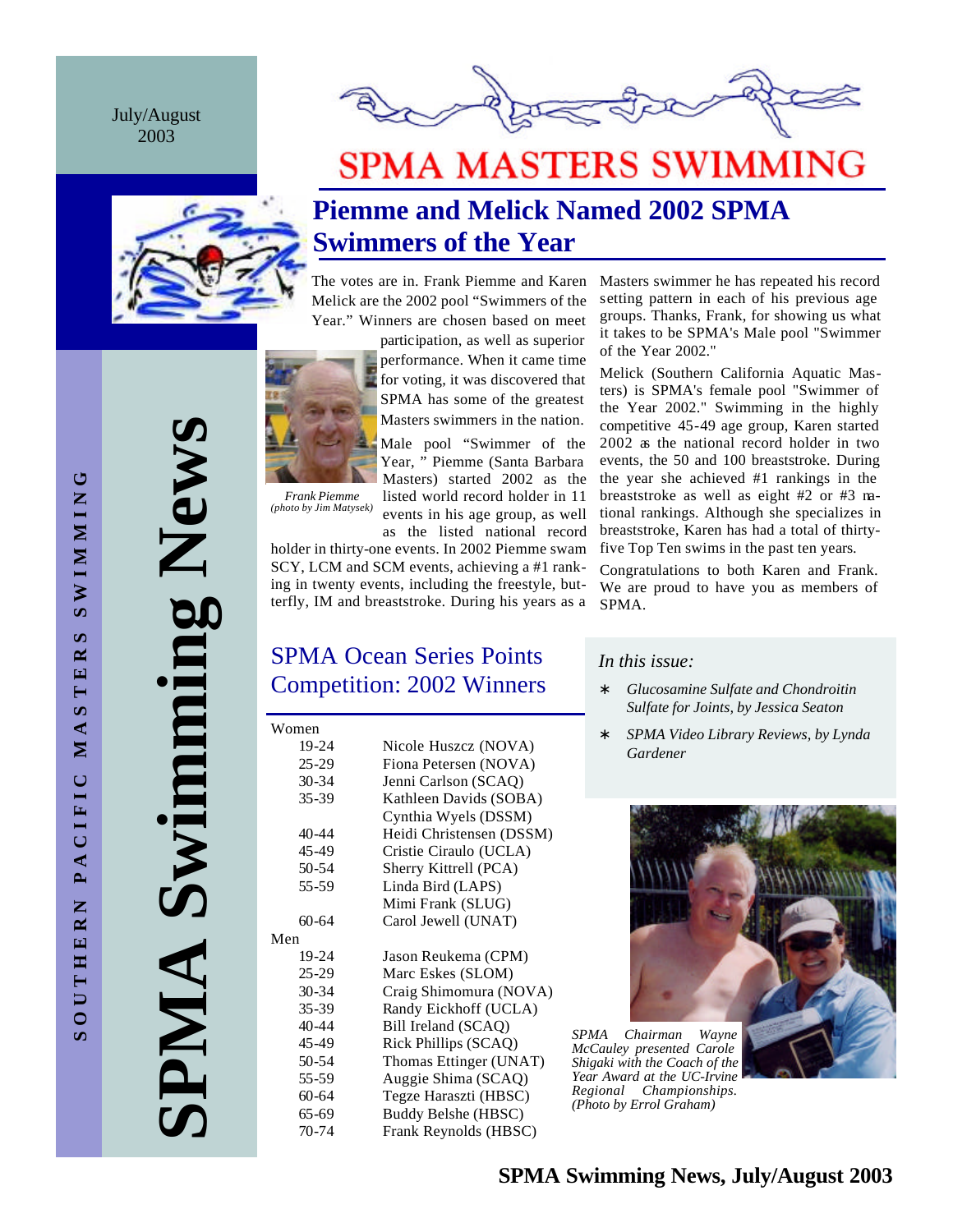July/August 2003

# SPMA MASTERS SWIMMING

SOUTHERN PACIFIC MASTERS SWIMMING

SPMA Swimming News

## Piemme and Melick Named 2002 SPMA Swimmers of the Year

The votes are in. Frank Piemme and Karen Melick are the 2002 pool "Swimmers of the Year." Winners are chosen based on meet participation, as well as superior performance. When it came time for voting, it was discovered that SPMA has some of the greatest Masters swimmers in the nation.

*Frank Piemme (photo by Jim Matysek)*

Male pool "Swimmer of the Year, " Piemme (Santa Barbara Masters) started 2002 as the listed world record holder in 11 events in his age group, as well as the listed national record holder in thirty-one events. In 2002 Piemme swam SCY, LCM and SCM events, achieving a #1 ranking in twenty events, including the freestyle, butterfly, IM and breaststroke. During his years as a Masters swimmer he has repeated his record setting pattern in each of his previous age groups. Thanks, Frank, for showing us what it takes to be SPMA's Male pool "Swimmer of the Year 2002."

Melick (Southern California Aquatic Masters) is SPMA's female pool "Swimmer of the Year 2002." Swimming in the highly competitive 45-49 age group, Karen started 2002 as the national record holder in two events, the 50 and 100 breaststroke. During the year she achieved #1 rankings in the breaststroke as well as eight #2 or #3 national rankings. Although she specializes in breaststroke, Karen has had a total of thirty-five Top Ten swims in the past ten years.

Congratulations to both Karen and Frank. We are proud to have you as members of SPMA.

## SPMA Ocean Series Points Competition: 2002 Winners

| | |
|---|---|
| **Women** | |
| 19-24 | Nicole Huszcz (NOVA) |
| 25-29 | Fiona Petersen (NOVA) |
| 30-34 | Jenni Carlson (SCAQ) |
| 35-39 | Kathleen Davids (SOBA) |
| | Cynthia Wyels (DSSM) |
| 40-44 | Heidi Christensen (DSSM) |
| 45-49 | Cristie Ciraulo (UCLA) |
| 50-54 | Sherry Kittrell (PCA) |
| 55-59 | Linda Bird (LAPS) |
| | Mimi Frank (SLUG) |
| 60-64 | Carol Jewell (UNAT) |
| **Men** | |
| 19-24 | Jason Reukema (CPM) |
| 25-29 | Marc Eskes (SLOM) |
| 30-34 | Craig Shimomura (NOVA) |
| 35-39 | Randy Eickhoff (UCLA) |
| 40-44 | Bill Ireland (SCAQ) |
| 45-49 | Rick Phillips (SCAQ) |
| 50-54 | Thomas Ettinger (UNAT) |
| 55-59 | Auggie Shima (SCAQ) |
| 60-64 | Tegze Haraszti (HBSC) |
| 65-69 | Buddy Belshe (HBSC) |
| 70-74 | Frank Reynolds (HBSC) |

*In this issue:*

* *Glucosamine Sulfate and Chondroitin Sulfate for Joints, by Jessica Seaton*
* *SPMA Video Library Reviews, by Lynda Gardener*

*SPMA Chairman Wayne McCauley presented Carole Shigaki with the Coach of the Year Award at the UC-Irvine Regional Championships. (Photo by Errol Graham)*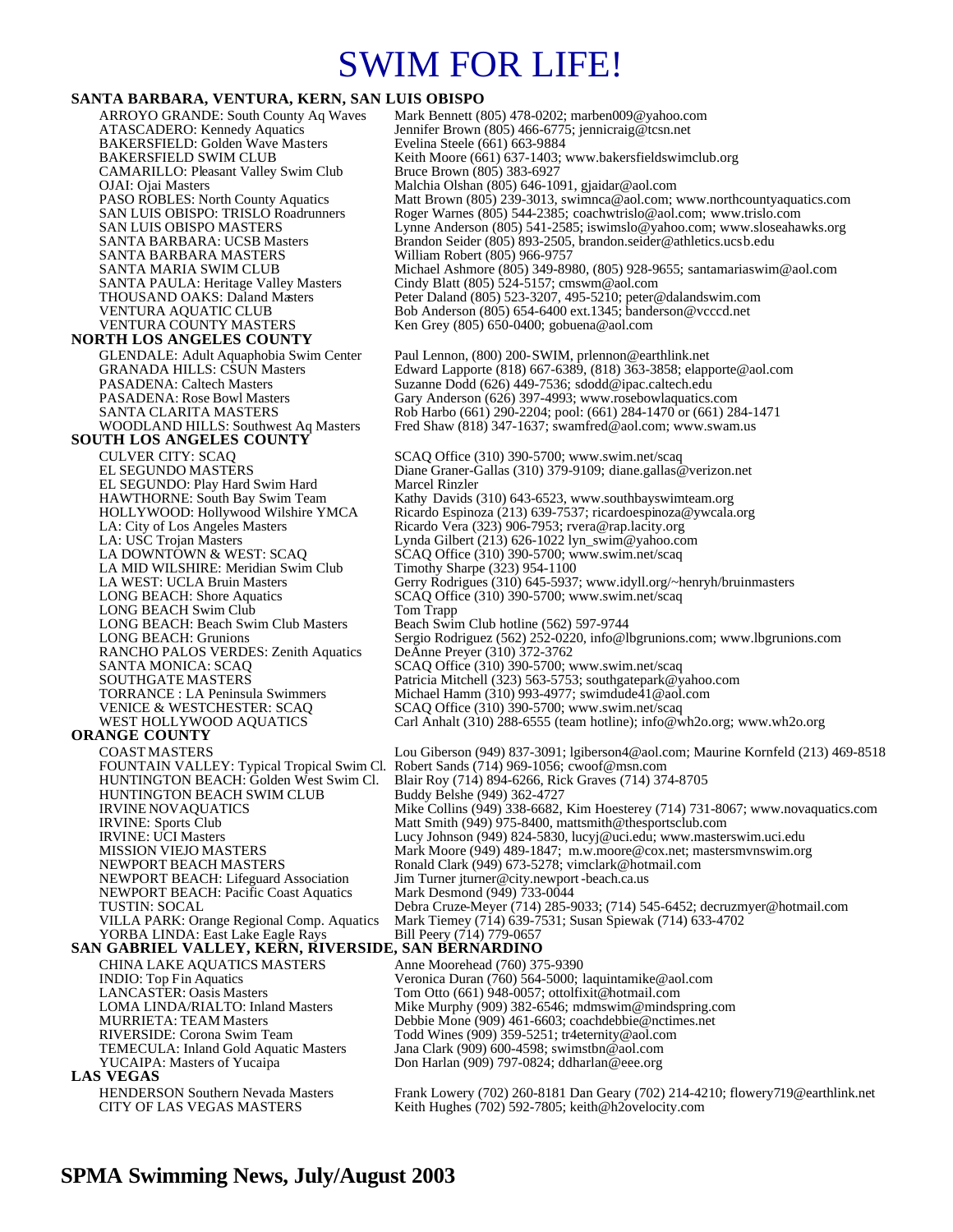# SWIM FOR LIFE!

## SANTA BARBARA, VENTURA, KERN, SAN LUIS OBISPO

| | |
|---|---|
| ARROYO GRANDE: South County Aq Waves | Mark Bennett (805) 478-0202; marben009@yahoo.com |
| ATASCADERO: Kennedy Aquatics | Jennifer Brown (805) 466-6775; jennicraig@tcsn.net |
| BAKERSFIELD: Golden Wave Masters | Evelina Steele (661) 663-9884 |
| BAKERSFIELD SWIM CLUB | Keith Moore (661) 637-1403; www.bakersfieldswimclub.org |
| CAMARILLO: Pleasant Valley Swim Club | Bruce Brown (805) 383-6927 |
| OJAI: Ojai Masters | Malchia Olshan (805) 646-1091, gjaidar@aol.com |
| PASO ROBLES: North County Aquatics | Matt Brown (805) 239-3013, swimnca@aol.com; www.northcountyaquatics.com |
| SAN LUIS OBISPO: TRISLO Roadrunners | Roger Warnes (805) 544-2385; coachwtrislo@aol.com; www.trislo.com |
| SAN LUIS OBISPO MASTERS | Lynne Anderson (805) 541-2585; iswimslo@yahoo.com; www.sloseahawks.org |
| SANTA BARBARA: UCSB Masters | Brandon Seider (805) 893-2505, brandon.seider@athletics.ucsb.edu |
| SANTA BARBARA MASTERS | William Robert (805) 966-9757 |
| SANTA MARIA SWIM CLUB | Michael Ashmore (805) 349-8980, (805) 928-9655; santamariaswim@aol.com |
| SANTA PAULA: Heritage Valley Masters | Cindy Blatt (805) 524-5157; cmswm@aol.com |
| THOUSAND OAKS: Daland Masters | Peter Daland (805) 523-3207, 495-5210; peter@dalandswim.com |
| VENTURA AQUATIC CLUB | Bob Anderson (805) 654-6400 ext.1345; banderson@vcccd.net |
| VENTURA COUNTY MASTERS | Ken Grey (805) 650-0400; gobuena@aol.com |

## NORTH LOS ANGELES COUNTY

| | |
|---|---|
| GLENDALE: Adult Aquaphobia Swim Center | Paul Lennon, (800) 200-SWIM, prlennon@earthlink.net |
| GRANADA HILLS: CSUN Masters | Edward Lapporte (818) 667-6389, (818) 363-3858; elapporte@aol.com |
| PASADENA: Caltech Masters | Suzanne Dodd (626) 449-7536; sdodd@ipac.caltech.edu |
| PASADENA: Rose Bowl Masters | Gary Anderson (626) 397-4993; www.rosebowlaquatics.com |
| SANTA CLARITA MASTERS | Rob Harbo (661) 290-2204; pool: (661) 284-1470 or (661) 284-1471 |
| WOODLAND HILLS: Southwest Aq Masters | Fred Shaw (818) 347-1637; swamfred@aol.com; www.swam.us |

## SOUTH LOS ANGELES COUNTY

| | |
|---|---|
| CULVER CITY: SCAQ | SCAQ Office (310) 390-5700; www.swim.net/scaq |
| EL SEGUNDO MASTERS | Diane Graner-Gallas (310) 379-9109; diane.gallas@verizon.net |
| EL SEGUNDO: Play Hard Swim Hard | Marcel Rinzler |
| HAWTHORNE: South Bay Swim Team | Kathy Davids (310) 643-6523, www.southbayswimteam.org |
| HOLLYWOOD: Hollywood Wilshire YMCA | Ricardo Espinoza (213) 639-7537; ricardoespinoza@ywcala.org |
| LA: City of Los Angeles Masters | Ricardo Vera (323) 906-7953; rvera@rap.lacity.org |
| LA: USC Trojan Masters | Lynda Gilbert (213) 626-1022 lyn_swim@yahoo.com |
| LA DOWNTOWN & WEST: SCAQ | SCAQ Office (310) 390-5700; www.swim.net/scaq |
| LA MID WILSHIRE: Meridian Swim Club | Timothy Sharpe (323) 954-1100 |
| LA WEST: UCLA Bruin Masters | Gerry Rodrigues (310) 645-5937; www.idyll.org/~henryh/bruinmasters |
| LONG BEACH: Shore Aquatics | SCAQ Office (310) 390-5700; www.swim.net/scaq |
| LONG BEACH Swim Club | Tom Trapp |
| LONG BEACH: Beach Swim Club Masters | Beach Swim Club hotline (562) 597-9744 |
| LONG BEACH: Grunions | Sergio Rodriguez (562) 252-0220, info@lbgrunions.com; www.lbgrunions.com |
| RANCHO PALOS VERDES: Zenith Aquatics | DeAnne Preyer (310) 372-3762 |
| SANTA MONICA: SCAQ | SCAQ Office (310) 390-5700; www.swim.net/scaq |
| SOUTHGATE MASTERS | Patricia Mitchell (323) 563-5753; southgatepark@yahoo.com |
| TORRANCE : LA Peninsula Swimmers | Michael Hamm (310) 993-4977; swimdude41@aol.com |
| VENICE & WESTCHESTER: SCAQ | SCAQ Office (310) 390-5700; www.swim.net/scaq |
| WEST HOLLYWOOD AQUATICS | Carl Anhalt (310) 288-6555 (team hotline); info@wh2o.org; www.wh2o.org |

## ORANGE COUNTY

| | |
|---|---|
| COAST MASTERS | Lou Giberson (949) 837-3091; lgiberson4@aol.com; Maurine Kornfeld (213) 469-8518 |
| FOUNTAIN VALLEY: Typical Tropical Swim Cl. | Robert Sands (714) 969-1056; cwoof@msn.com |
| HUNTINGTON BEACH: Golden West Swim Cl. | Blair Roy (714) 894-6266, Rick Graves (714) 374-8705 |
| HUNTINGTON BEACH SWIM CLUB | Buddy Belshe (949) 362-4727 |
| IRVINE NOVAQUATICS | Mike Collins (949) 338-6682, Kim Hoesterey (714) 731-8067; www.novaquatics.com |
| IRVINE: Sports Club | Matt Smith (949) 975-8400, mattsmith@thesportsclub.com |
| IRVINE: UCI Masters | Lucy Johnson (949) 824-5830, lucyj@uci.edu; www.masterswim.uci.edu |
| MISSION VIEJO MASTERS | Mark Moore (949) 489-1847; m.w.moore@cox.net; mastersmvnswim.org |
| NEWPORT BEACH MASTERS | Ronald Clark (949) 673-5278; vimclark@hotmail.com |
| NEWPORT BEACH: Lifeguard Association | Jim Turner jturner@city.newport-beach.ca.us |
| NEWPORT BEACH: Pacific Coast Aquatics | Mark Desmond (949) 733-0044 |
| TUSTIN: SOCAL | Debra Cruze-Meyer (714) 285-9033; (714) 545-6452; decruzmyer@hotmail.com |
| VILLA PARK: Orange Regional Comp. Aquatics | Mark Tiemey (714) 639-7531; Susan Spiewak (714) 633-4702 |
| YORBA LINDA: East Lake Eagle Rays | Bill Peery (714) 779-0657 |

## SAN GABRIEL VALLEY, KERN, RIVERSIDE, SAN BERNARDINO

| | |
|---|---|
| CHINA LAKE AQUATICS MASTERS | Anne Moorehead (760) 375-9390 |
| INDIO: Top Fin Aquatics | Veronica Duran (760) 564-5000; laquintamike@aol.com |
| LANCASTER: Oasis Masters | Tom Otto (661) 948-0057; ottolfixit@hotmail.com |
| LOMA LINDA/RIALTO: Inland Masters | Mike Murphy (909) 382-6546; mdmswim@mindspring.com |
| MURRIETA: TEAM Masters | Debbie Mone (909) 461-6603; coachdebbie@nctimes.net |
| RIVERSIDE: Corona Swim Team | Todd Wines (909) 359-5251; tr4eternity@aol.com |
| TEMECULA: Inland Gold Aquatic Masters | Jana Clark (909) 600-4598; swimstbn@aol.com |
| YUCAIPA: Masters of Yucaipa | Don Harlan (909) 797-0824; ddharlan@eee.org |

## LAS VEGAS

| | |
|---|---|
| HENDERSON Southern Nevada Masters | Frank Lowery (702) 260-8181 Dan Geary (702) 214-4210; flowery719@earthlink.net |
| CITY OF LAS VEGAS MASTERS | Keith Hughes (702) 592-7805; keith@h2ovelocity.com |

**SPMA Swimming News, July/August 2003**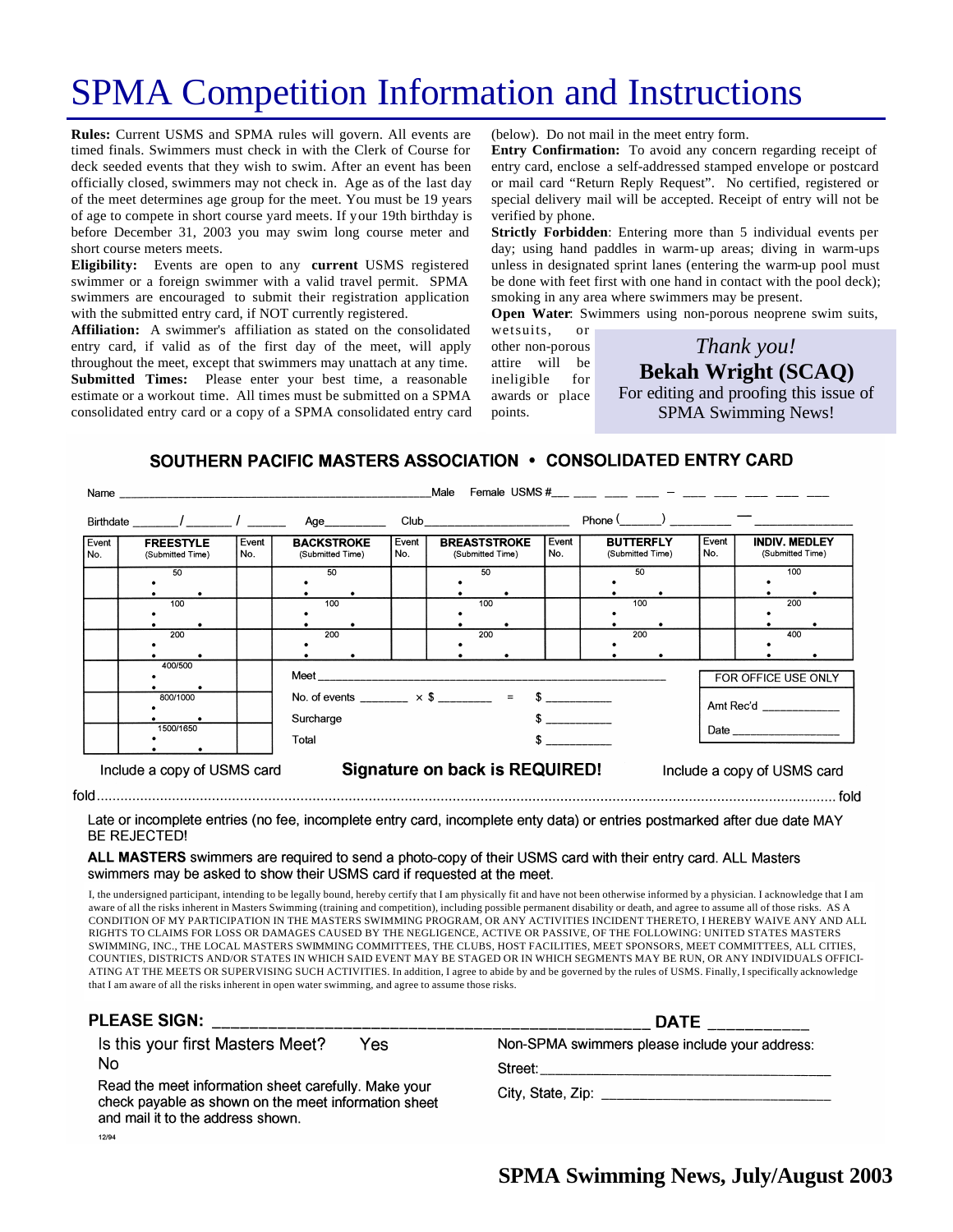# SPMA Competition Information and Instructions

**Rules:** Current USMS and SPMA rules will govern. All events are timed finals. Swimmers must check in with the Clerk of Course for deck seeded events that they wish to swim. After an event has been officially closed, swimmers may not check in. Age as of the last day of the meet determines age group for the meet. You must be 19 years of age to compete in short course yard meets. If your 19th birthday is before December 31, 2003 you may swim long course meter and short course meters meets.

**Eligibility:** Events are open to any **current** USMS registered swimmer or a foreign swimmer with a valid travel permit. SPMA swimmers are encouraged to submit their registration application with the submitted entry card, if NOT currently registered.

**Affiliation:** A swimmer's affiliation as stated on the consolidated entry card, if valid as of the first day of the meet, will apply throughout the meet, except that swimmers may unattach at any time.

**Submitted Times:** Please enter your best time, a reasonable estimate or a workout time. All times must be submitted on a SPMA consolidated entry card or a copy of a SPMA consolidated entry card (below). Do not mail in the meet entry form.

**Entry Confirmation:** To avoid any concern regarding receipt of entry card, enclose a self-addressed stamped envelope or postcard or mail card "Return Reply Request". No certified, registered or special delivery mail will be accepted. Receipt of entry will not be verified by phone.

**Strictly Forbidden**: Entering more than 5 individual events per day; using hand paddles in warm-up areas; diving in warm-ups unless in designated sprint lanes (entering the warm-up pool must be done with feet first with one hand in contact with the pool deck); smoking in any area where swimmers may be present.

**Open Water**: Swimmers using non-porous neoprene swim suits, wetsuits, or other non-porous attire will be ineligible for awards or place points.

*Thank you!*
**Bekah Wright (SCAQ)**
For editing and proofing this issue of SPMA Swimming News!

## SOUTHERN PACIFIC MASTERS ASSOCIATION • CONSOLIDATED ENTRY CARD

Name ______________________ Male Female USMS #___ ___ ___ ___ ___ – ___ ___ ___ ___ ___ ___

Birthdate ____/____/____ Age________ Club____________________ Phone (_____) ________ — __________

| Event No. | FREESTYLE (Submitted Time) | Event No. | BACKSTROKE (Submitted Time) | Event No. | BREASTSTROKE (Submitted Time) | Event No. | BUTTERFLY (Submitted Time) | Event No. | INDIV. MEDLEY (Submitted Time) |
|---|---|---|---|---|---|---|---|---|---|
| | 50 | | 50 | | 50 | | 50 | | 100 |
| | 100 | | 100 | | 100 | | 100 | | 200 |
| | 200 | | 200 | | 200 | | 200 | | 400 |
| | 400/500 | | | | | | | | |
| | 800/1000 | | | | | | | | |
| | 1500/1650 | | | | | | | | |

Meet ______________________________

No. of events ________ × $ ________ = $ __________

Surcharge $ __________

Total $ __________

FOR OFFICE USE ONLY
Amt Rec'd ____________
Date ________________

Include a copy of USMS card **Signature on back is REQUIRED!** Include a copy of USMS card

fold ........................................................................................................ fold

Late or incomplete entries (no fee, incomplete entry card, incomplete enty data) or entries postmarked after due date MAY BE REJECTED!

**ALL MASTERS** swimmers are required to send a photo-copy of their USMS card with their entry card. ALL Masters swimmers may be asked to show their USMS card if requested at the meet.

I, the undersigned participant, intending to be legally bound, hereby certify that I am physically fit and have not been otherwise informed by a physician. I acknowledge that I am aware of all the risks inherent in Masters Swimming (training and competition), including possible permanent disability or death, and agree to assume all of those risks. AS A CONDITION OF MY PARTICIPATION IN THE MASTERS SWIMMING PROGRAM, OR ANY ACTIVITIES INCIDENT THERETO, I HEREBY WAIVE ANY AND ALL RIGHTS TO CLAIMS FOR LOSS OR DAMAGES CAUSED BY THE NEGLIGENCE, ACTIVE OR PASSIVE, OF THE FOLLOWING: UNITED STATES MASTERS SWIMMING, INC., THE LOCAL MASTERS SWIMMING COMMITTEES, THE CLUBS, HOST FACILITIES, MEET SPONSORS, MEET COMMITTEES, ALL CITIES, COUNTIES, DISTRICTS AND/OR STATES IN WHICH SAID EVENT MAY BE STAGED OR IN WHICH SEGMENTS MAY BE RUN, OR ANY INDIVIDUALS OFFICIATING AT THE MEETS OR SUPERVISING SUCH ACTIVITIES. In addition, I agree to abide by and be governed by the rules of USMS. Finally, I specifically acknowledge that I am aware of all the risks inherent in open water swimming, and agree to assume those risks.

**PLEASE SIGN:** ______________________________ **DATE** __________

Is this your first Masters Meet? Yes No

Read the meet information sheet carefully. Make your check payable as shown on the meet information sheet and mail it to the address shown.

Non-SPMA swimmers please include your address:

Street: ______________________________

City, State, Zip: ______________________

12/94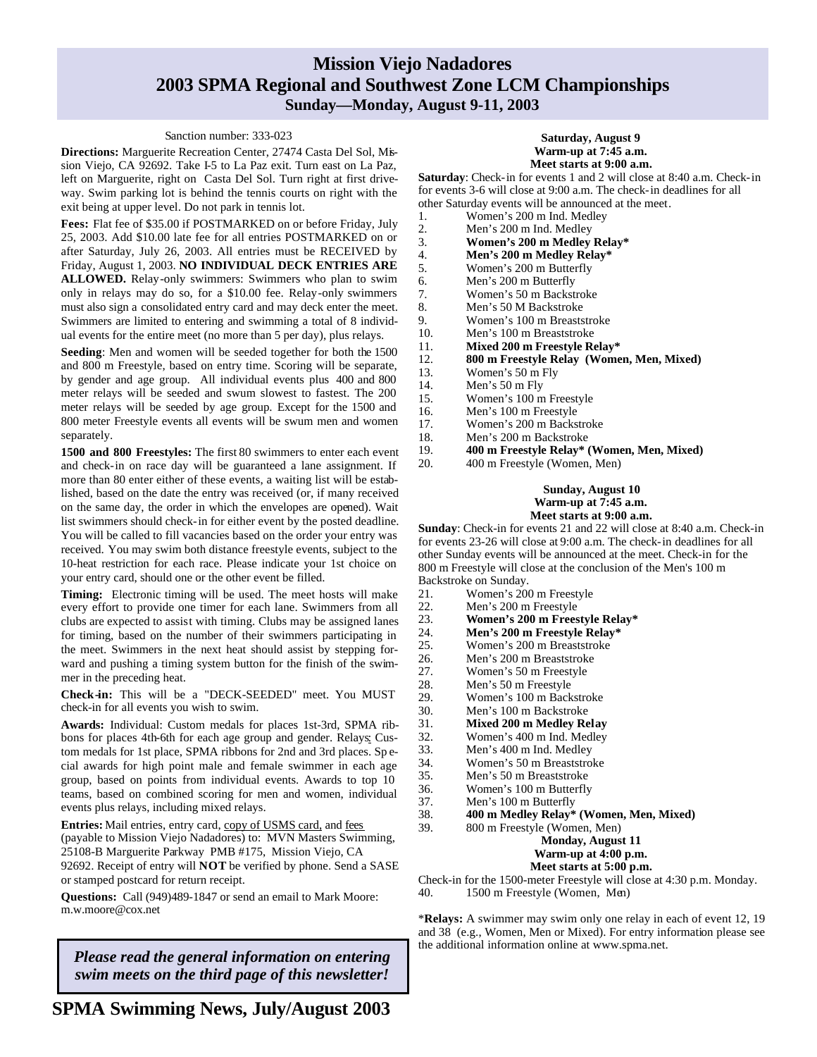# Mission Viejo Nadadores
# 2003 SPMA Regional and Southwest Zone LCM Championships
### Sunday—Monday, August 9-11, 2003

Sanction number: 333-023

**Directions:** Marguerite Recreation Center, 27474 Casta Del Sol, Mission Viejo, CA 92692. Take I-5 to La Paz exit. Turn east on La Paz, left on Marguerite, right on Casta Del Sol. Turn right at first driveway. Swim parking lot is behind the tennis courts on right with the exit being at upper level. Do not park in tennis lot.

**Fees:** Flat fee of $35.00 if POSTMARKED on or before Friday, July 25, 2003. Add $10.00 late fee for all entries POSTMARKED on or after Saturday, July 26, 2003. All entries must be RECEIVED by Friday, August 1, 2003. **NO INDIVIDUAL DECK ENTRIES ARE ALLOWED.** Relay-only swimmers: Swimmers who plan to swim only in relays may do so, for a $10.00 fee. Relay-only swimmers must also sign a consolidated entry card and may deck enter the meet. Swimmers are limited to entering and swimming a total of 8 individual events for the entire meet (no more than 5 per day), plus relays.

**Seeding**: Men and women will be seeded together for both the 1500 and 800 m Freestyle, based on entry time. Scoring will be separate, by gender and age group. All individual events plus 400 and 800 meter relays will be seeded and swum slowest to fastest. The 200 meter relays will be seeded by age group. Except for the 1500 and 800 meter Freestyle events all events will be swum men and women separately.

**1500 and 800 Freestyles:** The first 80 swimmers to enter each event and check-in on race day will be guaranteed a lane assignment. If more than 80 enter either of these events, a waiting list will be established, based on the date the entry was received (or, if many received on the same day, the order in which the envelopes are opened). Wait list swimmers should check-in for either event by the posted deadline. You will be called to fill vacancies based on the order your entry was received. You may swim both distance freestyle events, subject to the 10-heat restriction for each race. Please indicate your 1st choice on your entry card, should one or the other event be filled.

**Timing:** Electronic timing will be used. The meet hosts will make every effort to provide one timer for each lane. Swimmers from all clubs are expected to assist with timing. Clubs may be assigned lanes for timing, based on the number of their swimmers participating in the meet. Swimmers in the next heat should assist by stepping forward and pushing a timing system button for the finish of the swimmer in the preceding heat.

**Check-in:** This will be a "DECK-SEEDED" meet. You MUST check-in for all events you wish to swim.

**Awards:** Individual: Custom medals for places 1st-3rd, SPMA ribbons for places 4th-6th for each age group and gender. Relays: Custom medals for 1st place, SPMA ribbons for 2nd and 3rd places. Special awards for high point male and female swimmer in each age group, based on points from individual events. Awards to top 10 teams, based on combined scoring for men and women, individual events plus relays, including mixed relays.

**Entries:** Mail entries, entry card, copy of USMS card, and fees (payable to Mission Viejo Nadadores) to: MVN Masters Swimming, 25108-B Marguerite Parkway PMB #175, Mission Viejo, CA 92692. Receipt of entry will **NOT** be verified by phone. Send a SASE or stamped postcard for return receipt.

**Questions:** Call (949)489-1847 or send an email to Mark Moore: m.w.moore@cox.net

***Please read the general information on entering swim meets on the third page of this newsletter!***

**Saturday, August 9**
**Warm-up at 7:45 a.m.**
**Meet starts at 9:00 a.m.**

**Saturday**: Check-in for events 1 and 2 will close at 8:40 a.m. Check-in for events 3-6 will close at 9:00 a.m. The check-in deadlines for all other Saturday events will be announced at the meet.

1. Women's 200 m Ind. Medley
2. Men's 200 m Ind. Medley
3. **Women's 200 m Medley Relay***
4. **Men's 200 m Medley Relay***
5. Women's 200 m Butterfly
6. Men's 200 m Butterfly
7. Women's 50 m Backstroke
8. Men's 50 M Backstroke
9. Women's 100 m Breaststroke
10. Men's 100 m Breaststroke
11. **Mixed 200 m Freestyle Relay***
12. **800 m Freestyle Relay (Women, Men, Mixed)**
13. Women's 50 m Fly
14. Men's 50 m Fly
15. Women's 100 m Freestyle
16. Men's 100 m Freestyle
17. Women's 200 m Backstroke
18. Men's 200 m Backstroke
19. **400 m Freestyle Relay* (Women, Men, Mixed)**
20. 400 m Freestyle (Women, Men)

**Sunday, August 10**
**Warm-up at 7:45 a.m.**
**Meet starts at 9:00 a.m.**

**Sunday**: Check-in for events 21 and 22 will close at 8:40 a.m. Check-in for events 23-26 will close at 9:00 a.m. The check-in deadlines for all other Sunday events will be announced at the meet. Check-in for the 800 m Freestyle will close at the conclusion of the Men's 100 m Backstroke on Sunday.

21. Women's 200 m Freestyle
22. Men's 200 m Freestyle
23. **Women's 200 m Freestyle Relay***
24. **Men's 200 m Freestyle Relay***
25. Women's 200 m Breaststroke
26. Men's 200 m Breaststroke
27. Women's 50 m Freestyle
28. Men's 50 m Freestyle
29. Women's 100 m Backstroke
30. Men's 100 m Backstroke
31. **Mixed 200 m Medley Relay**
32. Women's 400 m Ind. Medley
33. Men's 400 m Ind. Medley
34. Women's 50 m Breaststroke
35. Men's 50 m Breaststroke
36. Women's 100 m Butterfly
37. Men's 100 m Butterfly
38. **400 m Medley Relay* (Women, Men, Mixed)**
39. 800 m Freestyle (Women, Men)

**Monday, August 11**
**Warm-up at 4:00 p.m.**
**Meet starts at 5:00 p.m.**

Check-in for the 1500-meter Freestyle will close at 4:30 p.m. Monday.

40. 1500 m Freestyle (Women, Men)

***Relays:** A swimmer may swim only one relay in each of event 12, 19 and 38 (e.g., Women, Men or Mixed). For entry information please see the additional information online at www.spma.net.

**SPMA Swimming News, July/August 2003**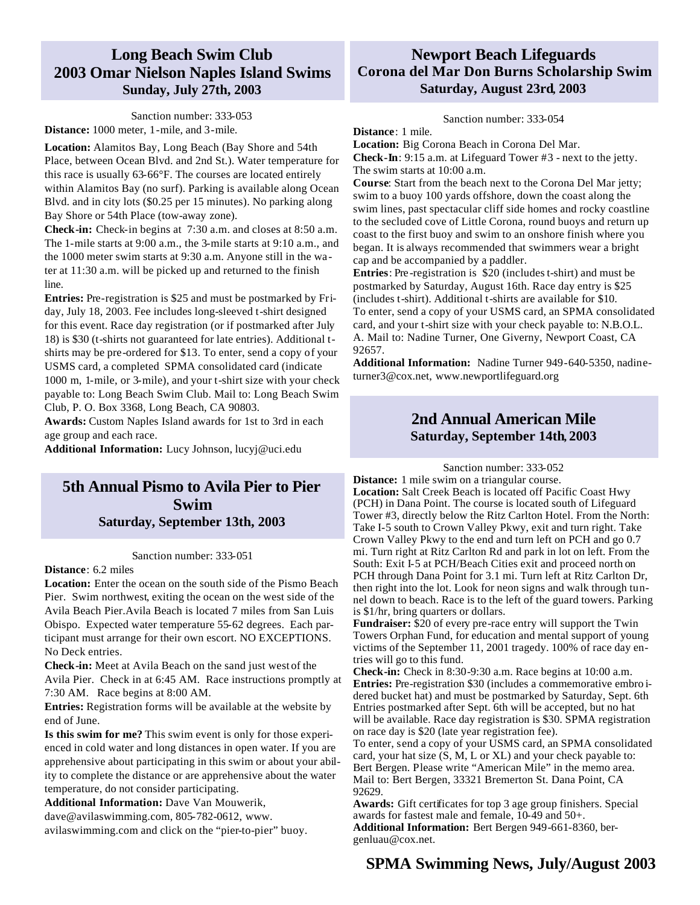## Long Beach Swim Club
## 2003 Omar Nielson Naples Island Swims
### Sunday, July 27th, 2003

Sanction number: 333-053

**Distance:** 1000 meter, 1-mile, and 3-mile.

**Location:** Alamitos Bay, Long Beach (Bay Shore and 54th Place, between Ocean Blvd. and 2nd St.). Water temperature for this race is usually 63-66°F. The courses are located entirely within Alamitos Bay (no surf). Parking is available along Ocean Blvd. and in city lots ($0.25 per 15 minutes). No parking along Bay Shore or 54th Place (tow-away zone).

**Check-in:** Check-in begins at 7:30 a.m. and closes at 8:50 a.m. The 1-mile starts at 9:00 a.m., the 3-mile starts at 9:10 a.m., and the 1000 meter swim starts at 9:30 a.m. Anyone still in the water at 11:30 a.m. will be picked up and returned to the finish line.

**Entries:** Pre-registration is $25 and must be postmarked by Friday, July 18, 2003. Fee includes long-sleeved t-shirt designed for this event. Race day registration (or if postmarked after July 18) is $30 (t-shirts not guaranteed for late entries). Additional t-shirts may be pre-ordered for $13. To enter, send a copy of your USMS card, a completed SPMA consolidated card (indicate 1000 m, 1-mile, or 3-mile), and your t-shirt size with your check payable to: Long Beach Swim Club. Mail to: Long Beach Swim Club, P. O. Box 3368, Long Beach, CA 90803.

**Awards:** Custom Naples Island awards for 1st to 3rd in each age group and each race.

**Additional Information:** Lucy Johnson, lucyj@uci.edu

## 5th Annual Pismo to Avila Pier to Pier Swim
### Saturday, September 13th, 2003

Sanction number: 333-051

**Distance**: 6.2 miles

**Location:** Enter the ocean on the south side of the Pismo Beach Pier. Swim northwest, exiting the ocean on the west side of the Avila Beach Pier.Avila Beach is located 7 miles from San Luis Obispo. Expected water temperature 55-62 degrees. Each participant must arrange for their own escort. NO EXCEPTIONS. No Deck entries.

**Check-in:** Meet at Avila Beach on the sand just west of the Avila Pier. Check in at 6:45 AM. Race instructions promptly at 7:30 AM. Race begins at 8:00 AM.

**Entries:** Registration forms will be available at the website by end of June.

**Is this swim for me?** This swim event is only for those experienced in cold water and long distances in open water. If you are apprehensive about participating in this swim or about your ability to complete the distance or are apprehensive about the water temperature, do not consider participating.

**Additional Information:** Dave Van Mouwerik, dave@avilaswimming.com, 805-782-0612, www.avilaswimming.com and click on the "pier-to-pier" buoy.

## Newport Beach Lifeguards
### Corona del Mar Don Burns Scholarship Swim
### Saturday, August 23rd, 2003

Sanction number: 333-054

**Distance**: 1 mile.

**Location:** Big Corona Beach in Corona Del Mar.

**Check-In**: 9:15 a.m. at Lifeguard Tower #3 - next to the jetty. The swim starts at 10:00 a.m.

**Course**: Start from the beach next to the Corona Del Mar jetty; swim to a buoy 100 yards offshore, down the coast along the swim lines, past spectacular cliff side homes and rocky coastline to the secluded cove of Little Corona, round buoys and return up coast to the first buoy and swim to an onshore finish where you began. It is always recommended that swimmers wear a bright cap and be accompanied by a paddler.

**Entries**: Pre-registration is $20 (includes t-shirt) and must be postmarked by Saturday, August 16th. Race day entry is $25 (includes t-shirt). Additional t-shirts are available for $10. To enter, send a copy of your USMS card, an SPMA consolidated card, and your t-shirt size with your check payable to: N.B.O.L. A. Mail to: Nadine Turner, One Giverny, Newport Coast, CA 92657.

**Additional Information:** Nadine Turner 949-640-5350, nadineturner3@cox.net, www.newportlifeguard.org

## 2nd Annual American Mile
### Saturday, September 14th, 2003

Sanction number: 333-052

**Distance:** 1 mile swim on a triangular course.

**Location:** Salt Creek Beach is located off Pacific Coast Hwy (PCH) in Dana Point. The course is located south of Lifeguard Tower #3, directly below the Ritz Carlton Hotel. From the North: Take I-5 south to Crown Valley Pkwy, exit and turn right. Take Crown Valley Pkwy to the end and turn left on PCH and go 0.7 mi. Turn right at Ritz Carlton Rd and park in lot on left. From the South: Exit I-5 at PCH/Beach Cities exit and proceed north on PCH through Dana Point for 3.1 mi. Turn left at Ritz Carlton Dr, then right into the lot. Look for neon signs and walk through tunnel down to beach. Race is to the left of the guard towers. Parking is $1/hr, bring quarters or dollars.

**Fundraiser:** $20 of every pre-race entry will support the Twin Towers Orphan Fund, for education and mental support of young victims of the September 11, 2001 tragedy. 100% of race day entries will go to this fund.

**Check-in:** Check in 8:30-9:30 a.m. Race begins at 10:00 a.m.

**Entries:** Pre-registration $30 (includes a commemorative embroidered bucket hat) and must be postmarked by Saturday, Sept. 6th Entries postmarked after Sept. 6th will be accepted, but no hat will be available. Race day registration is $30. SPMA registration on race day is $20 (late year registration fee).

To enter, send a copy of your USMS card, an SPMA consolidated card, your hat size (S, M, L or XL) and your check payable to: Bert Bergen. Please write "American Mile" in the memo area. Mail to: Bert Bergen, 33321 Bremerton St. Dana Point, CA 92629.

**Awards:** Gift certificates for top 3 age group finishers. Special awards for fastest male and female, 10-49 and 50+.

**Additional Information:** Bert Bergen 949-661-8360, bergenluau@cox.net.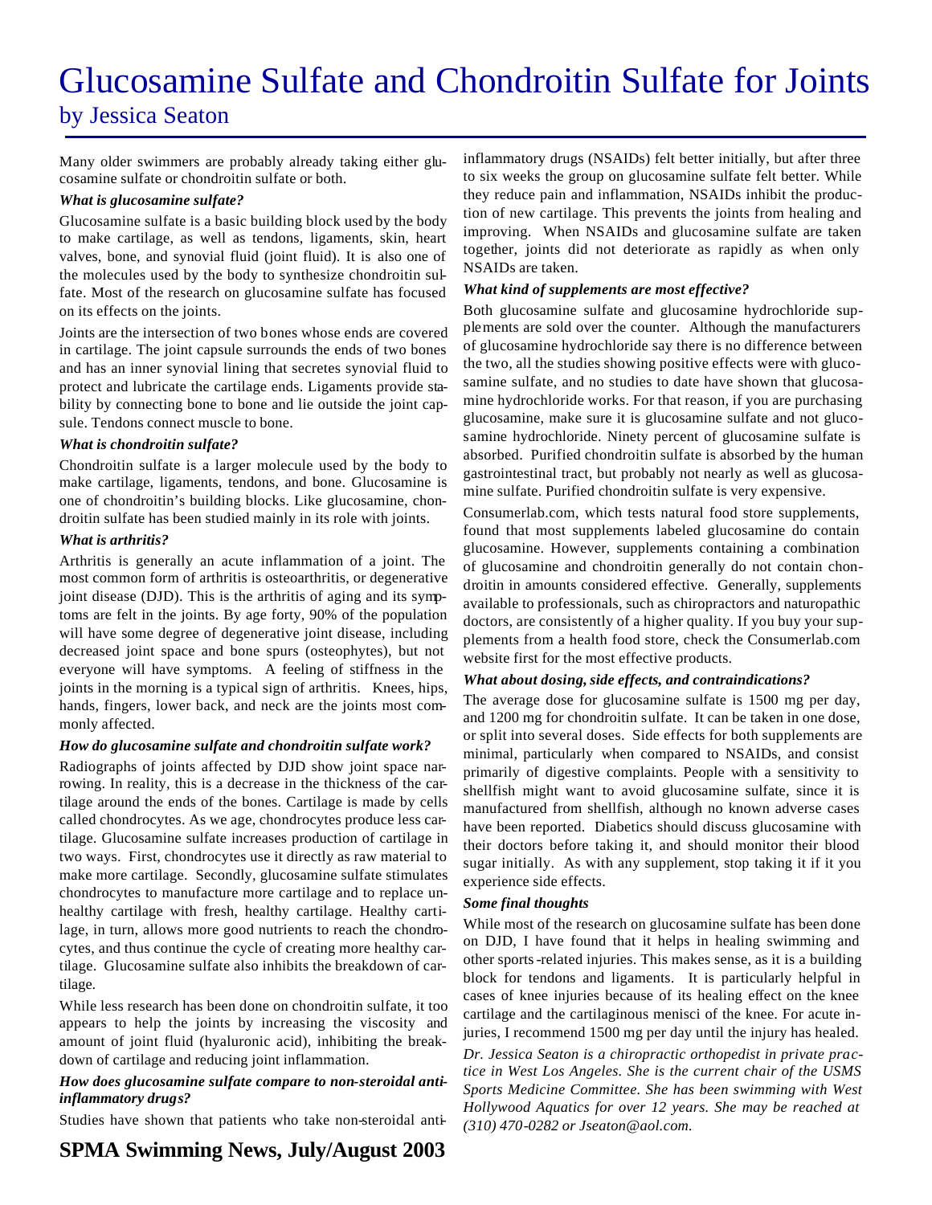# Glucosamine Sulfate and Chondroitin Sulfate for Joints

## by Jessica Seaton

Many older swimmers are probably already taking either glucosamine sulfate or chondroitin sulfate or both.

***What is glucosamine sulfate?***

Glucosamine sulfate is a basic building block used by the body to make cartilage, as well as tendons, ligaments, skin, heart valves, bone, and synovial fluid (joint fluid). It is also one of the molecules used by the body to synthesize chondroitin sulfate. Most of the research on glucosamine sulfate has focused on its effects on the joints.

Joints are the intersection of two bones whose ends are covered in cartilage. The joint capsule surrounds the ends of two bones and has an inner synovial lining that secretes synovial fluid to protect and lubricate the cartilage ends. Ligaments provide stability by connecting bone to bone and lie outside the joint capsule. Tendons connect muscle to bone.

***What is chondroitin sulfate?***

Chondroitin sulfate is a larger molecule used by the body to make cartilage, ligaments, tendons, and bone. Glucosamine is one of chondroitin's building blocks. Like glucosamine, chondroitin sulfate has been studied mainly in its role with joints.

***What is arthritis?***

Arthritis is generally an acute inflammation of a joint. The most common form of arthritis is osteoarthritis, or degenerative joint disease (DJD). This is the arthritis of aging and its symptoms are felt in the joints. By age forty, 90% of the population will have some degree of degenerative joint disease, including decreased joint space and bone spurs (osteophytes), but not everyone will have symptoms. A feeling of stiffness in the joints in the morning is a typical sign of arthritis. Knees, hips, hands, fingers, lower back, and neck are the joints most commonly affected.

***How do glucosamine sulfate and chondroitin sulfate work?***

Radiographs of joints affected by DJD show joint space narrowing. In reality, this is a decrease in the thickness of the cartilage around the ends of the bones. Cartilage is made by cells called chondrocytes. As we age, chondrocytes produce less cartilage. Glucosamine sulfate increases production of cartilage in two ways. First, chondrocytes use it directly as raw material to make more cartilage. Secondly, glucosamine sulfate stimulates chondrocytes to manufacture more cartilage and to replace unhealthy cartilage with fresh, healthy cartilage. Healthy cartilage, in turn, allows more good nutrients to reach the chondrocytes, and thus continue the cycle of creating more healthy cartilage. Glucosamine sulfate also inhibits the breakdown of cartilage.

While less research has been done on chondroitin sulfate, it too appears to help the joints by increasing the viscosity and amount of joint fluid (hyaluronic acid), inhibiting the breakdown of cartilage and reducing joint inflammation.

***How does glucosamine sulfate compare to non-steroidal anti-inflammatory drugs?***

Studies have shown that patients who take non-steroidal anti-inflammatory drugs (NSAIDs) felt better initially, but after three to six weeks the group on glucosamine sulfate felt better. While they reduce pain and inflammation, NSAIDs inhibit the production of new cartilage. This prevents the joints from healing and improving. When NSAIDs and glucosamine sulfate are taken together, joints did not deteriorate as rapidly as when only NSAIDs are taken.

***What kind of supplements are most effective?***

Both glucosamine sulfate and glucosamine hydrochloride supplements are sold over the counter. Although the manufacturers of glucosamine hydrochloride say there is no difference between the two, all the studies showing positive effects were with glucosamine sulfate, and no studies to date have shown that glucosamine hydrochloride works. For that reason, if you are purchasing glucosamine, make sure it is glucosamine sulfate and not glucosamine hydrochloride. Ninety percent of glucosamine sulfate is absorbed. Purified chondroitin sulfate is absorbed by the human gastrointestinal tract, but probably not nearly as well as glucosamine sulfate. Purified chondroitin sulfate is very expensive.

Consumerlab.com, which tests natural food store supplements, found that most supplements labeled glucosamine do contain glucosamine. However, supplements containing a combination of glucosamine and chondroitin generally do not contain chondroitin in amounts considered effective. Generally, supplements available to professionals, such as chiropractors and naturopathic doctors, are consistently of a higher quality. If you buy your supplements from a health food store, check the Consumerlab.com website first for the most effective products.

***What about dosing, side effects, and contraindications?***

The average dose for glucosamine sulfate is 1500 mg per day, and 1200 mg for chondroitin sulfate. It can be taken in one dose, or split into several doses. Side effects for both supplements are minimal, particularly when compared to NSAIDs, and consist primarily of digestive complaints. People with a sensitivity to shellfish might want to avoid glucosamine sulfate, since it is manufactured from shellfish, although no known adverse cases have been reported. Diabetics should discuss glucosamine with their doctors before taking it, and should monitor their blood sugar initially. As with any supplement, stop taking it if it you experience side effects.

***Some final thoughts***

While most of the research on glucosamine sulfate has been done on DJD, I have found that it helps in healing swimming and other sports-related injuries. This makes sense, as it is a building block for tendons and ligaments. It is particularly helpful in cases of knee injuries because of its healing effect on the knee cartilage and the cartilaginous menisci of the knee. For acute injuries, I recommend 1500 mg per day until the injury has healed.

*Dr. Jessica Seaton is a chiropractic orthopedist in private practice in West Los Angeles. She is the current chair of the USMS Sports Medicine Committee. She has been swimming with West Hollywood Aquatics for over 12 years. She may be reached at (310) 470-0282 or Jseaton@aol.com.*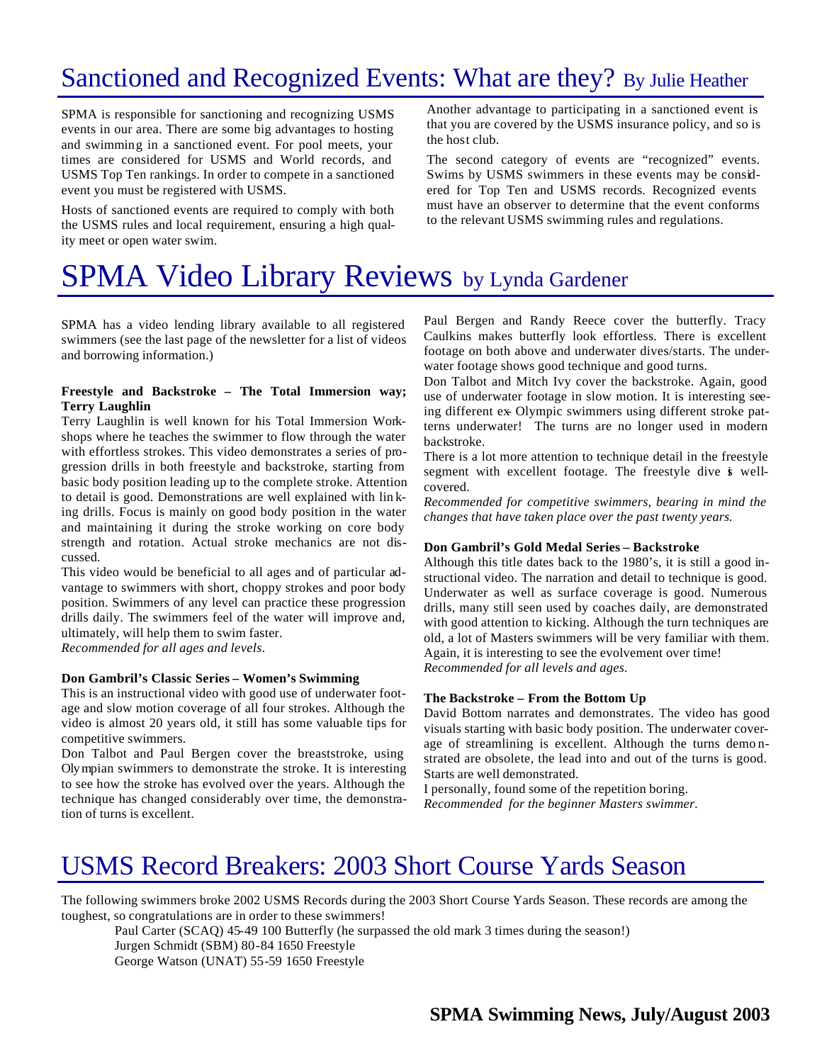# Sanctioned and Recognized Events: What are they? By Julie Heather

SPMA is responsible for sanctioning and recognizing USMS events in our area. There are some big advantages to hosting and swimming in a sanctioned event. For pool meets, your times are considered for USMS and World records, and USMS Top Ten rankings. In order to compete in a sanctioned event you must be registered with USMS.

Hosts of sanctioned events are required to comply with both the USMS rules and local requirement, ensuring a high quality meet or open water swim.

Another advantage to participating in a sanctioned event is that you are covered by the USMS insurance policy, and so is the host club.

The second category of events are "recognized" events. Swims by USMS swimmers in these events may be considered for Top Ten and USMS records. Recognized events must have an observer to determine that the event conforms to the relevant USMS swimming rules and regulations.

# SPMA Video Library Reviews by Lynda Gardener

SPMA has a video lending library available to all registered swimmers (see the last page of the newsletter for a list of videos and borrowing information.)

**Freestyle and Backstroke – The Total Immersion way; Terry Laughlin**

Terry Laughlin is well known for his Total Immersion Workshops where he teaches the swimmer to flow through the water with effortless strokes. This video demonstrates a series of progression drills in both freestyle and backstroke, starting from basic body position leading up to the complete stroke. Attention to detail is good. Demonstrations are well explained with linking drills. Focus is mainly on good body position in the water and maintaining it during the stroke working on core body strength and rotation. Actual stroke mechanics are not discussed.

This video would be beneficial to all ages and of particular advantage to swimmers with short, choppy strokes and poor body position. Swimmers of any level can practice these progression drills daily. The swimmers feel of the water will improve and, ultimately, will help them to swim faster.

*Recommended for all ages and levels.*

**Don Gambril's Classic Series – Women's Swimming**

This is an instructional video with good use of underwater footage and slow motion coverage of all four strokes. Although the video is almost 20 years old, it still has some valuable tips for competitive swimmers.

Don Talbot and Paul Bergen cover the breaststroke, using Olympian swimmers to demonstrate the stroke. It is interesting to see how the stroke has evolved over the years. Although the technique has changed considerably over time, the demonstration of turns is excellent.

Paul Bergen and Randy Reece cover the butterfly. Tracy Caulkins makes butterfly look effortless. There is excellent footage on both above and underwater dives/starts. The underwater footage shows good technique and good turns.

Don Talbot and Mitch Ivy cover the backstroke. Again, good use of underwater footage in slow motion. It is interesting seeing different ex- Olympic swimmers using different stroke patterns underwater! The turns are no longer used in modern backstroke.

There is a lot more attention to technique detail in the freestyle segment with excellent footage. The freestyle dive is well-covered.

*Recommended for competitive swimmers, bearing in mind the changes that have taken place over the past twenty years.*

**Don Gambril's Gold Medal Series – Backstroke**

Although this title dates back to the 1980's, it is still a good instructional video. The narration and detail to technique is good. Underwater as well as surface coverage is good. Numerous drills, many still seen used by coaches daily, are demonstrated with good attention to kicking. Although the turn techniques are old, a lot of Masters swimmers will be very familiar with them. Again, it is interesting to see the evolvement over time!

*Recommended for all levels and ages.*

**The Backstroke – From the Bottom Up**

David Bottom narrates and demonstrates. The video has good visuals starting with basic body position. The underwater coverage of streamlining is excellent. Although the turns demonstrated are obsolete, the lead into and out of the turns is good. Starts are well demonstrated.

I personally, found some of the repetition boring.

*Recommended for the beginner Masters swimmer.*

# USMS Record Breakers: 2003 Short Course Yards Season

The following swimmers broke 2002 USMS Records during the 2003 Short Course Yards Season. These records are among the toughest, so congratulations are in order to these swimmers!

Paul Carter (SCAQ) 45-49 100 Butterfly (he surpassed the old mark 3 times during the season!)
Jurgen Schmidt (SBM) 80-84 1650 Freestyle
George Watson (UNAT) 55-59 1650 Freestyle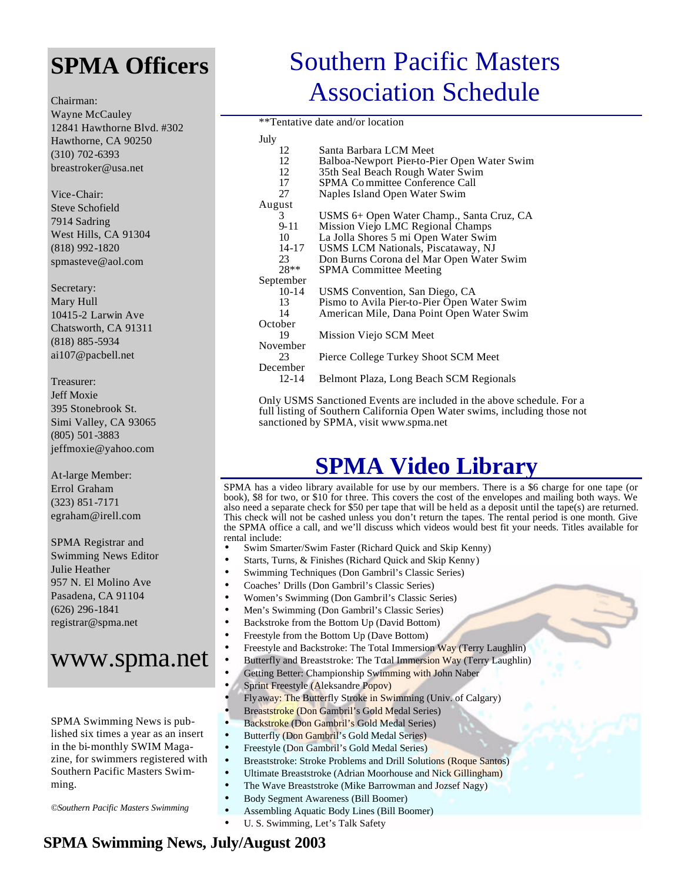# SPMA Officers

Chairman:
Wayne McCauley
12841 Hawthorne Blvd. #302
Hawthorne, CA 90250
(310) 702-6393
breastroker@usa.net

Vice-Chair:
Steve Schofield
7914 Sadring
West Hills, CA 91304
(818) 992-1820
spmasteve@aol.com

Secretary:
Mary Hull
10415-2 Larwin Ave
Chatsworth, CA 91311
(818) 885-5934
ai107@pacbell.net

Treasurer:
Jeff Moxie
395 Stonebrook St.
Simi Valley, CA 93065
(805) 501-3883
jeffmoxie@yahoo.com

At-large Member:
Errol Graham
(323) 851-7171
egraham@irell.com

SPMA Registrar and Swimming News Editor
Julie Heather
957 N. El Molino Ave
Pasadena, CA 91104
(626) 296-1841
registrar@spma.net

## www.spma.net

SPMA Swimming News is published six times a year as an insert in the bi-monthly SWIM Magazine, for swimmers registered with Southern Pacific Masters Swimming.

*©Southern Pacific Masters Swimming*

# Southern Pacific Masters Association Schedule

**Tentative date and/or location

| | |
|---|---|
| **July** | |
| 12 | Santa Barbara LCM Meet |
| 12 | Balboa-Newport Pier-to-Pier Open Water Swim |
| 12 | 35th Seal Beach Rough Water Swim |
| 17 | SPMA Committee Conference Call |
| 27 | Naples Island Open Water Swim |
| **August** | |
| 3 | USMS 6+ Open Water Champ., Santa Cruz, CA |
| 9-11 | Mission Viejo LMC Regional Champs |
| 10 | La Jolla Shores 5 mi Open Water Swim |
| 14-17 | USMS LCM Nationals, Piscataway, NJ |
| 23 | Don Burns Corona del Mar Open Water Swim |
| 28** | SPMA Committee Meeting |
| **September** | |
| 10-14 | USMS Convention, San Diego, CA |
| 13 | Pismo to Avila Pier-to-Pier Open Water Swim |
| 14 | American Mile, Dana Point Open Water Swim |
| **October** | |
| 19 | Mission Viejo SCM Meet |
| **November** | |
| 23 | Pierce College Turkey Shoot SCM Meet |
| **December** | |
| 12-14 | Belmont Plaza, Long Beach SCM Regionals |

Only USMS Sanctioned Events are included in the above schedule. For a full listing of Southern California Open Water swims, including those not sanctioned by SPMA, visit www.spma.net

# SPMA Video Library

SPMA has a video library available for use by our members. There is a $6 charge for one tape (or book), $8 for two, or $10 for three. This covers the cost of the envelopes and mailing both ways. We also need a separate check for $50 per tape that will be held as a deposit until the tape(s) are returned. This check will not be cashed unless you don't return the tapes. The rental period is one month. Give the SPMA office a call, and we'll discuss which videos would best fit your needs. Titles available for rental include:

- Swim Smarter/Swim Faster (Richard Quick and Skip Kenny)
- Starts, Turns, & Finishes (Richard Quick and Skip Kenny)
- Swimming Techniques (Don Gambril's Classic Series)
- Coaches' Drills (Don Gambril's Classic Series)
- Women's Swimming (Don Gambril's Classic Series)
- Men's Swimming (Don Gambril's Classic Series)
- Backstroke from the Bottom Up (David Bottom)
- Freestyle from the Bottom Up (Dave Bottom)
- Freestyle and Backstroke: The Total Immersion Way (Terry Laughlin)
- Butterfly and Breaststroke: The Total Immersion Way (Terry Laughlin)
- Getting Better: Championship Swimming with John Naber
- Sprint Freestyle (Aleksandre Popov)
- Flyaway: The Butterfly Stroke in Swimming (Univ. of Calgary)
- Breaststroke (Don Gambril's Gold Medal Series)
- Backstroke (Don Gambril's Gold Medal Series)
- Butterfly (Don Gambril's Gold Medal Series)
- Freestyle (Don Gambril's Gold Medal Series)
- Breaststroke: Stroke Problems and Drill Solutions (Roque Santos)
- Ultimate Breaststroke (Adrian Moorhouse and Nick Gillingham)
- The Wave Breaststroke (Mike Barrowman and Jozsef Nagy)
- Body Segment Awareness (Bill Boomer)
- Assembling Aquatic Body Lines (Bill Boomer)
- U. S. Swimming, Let's Talk Safety

**SPMA Swimming News, July/August 2003**